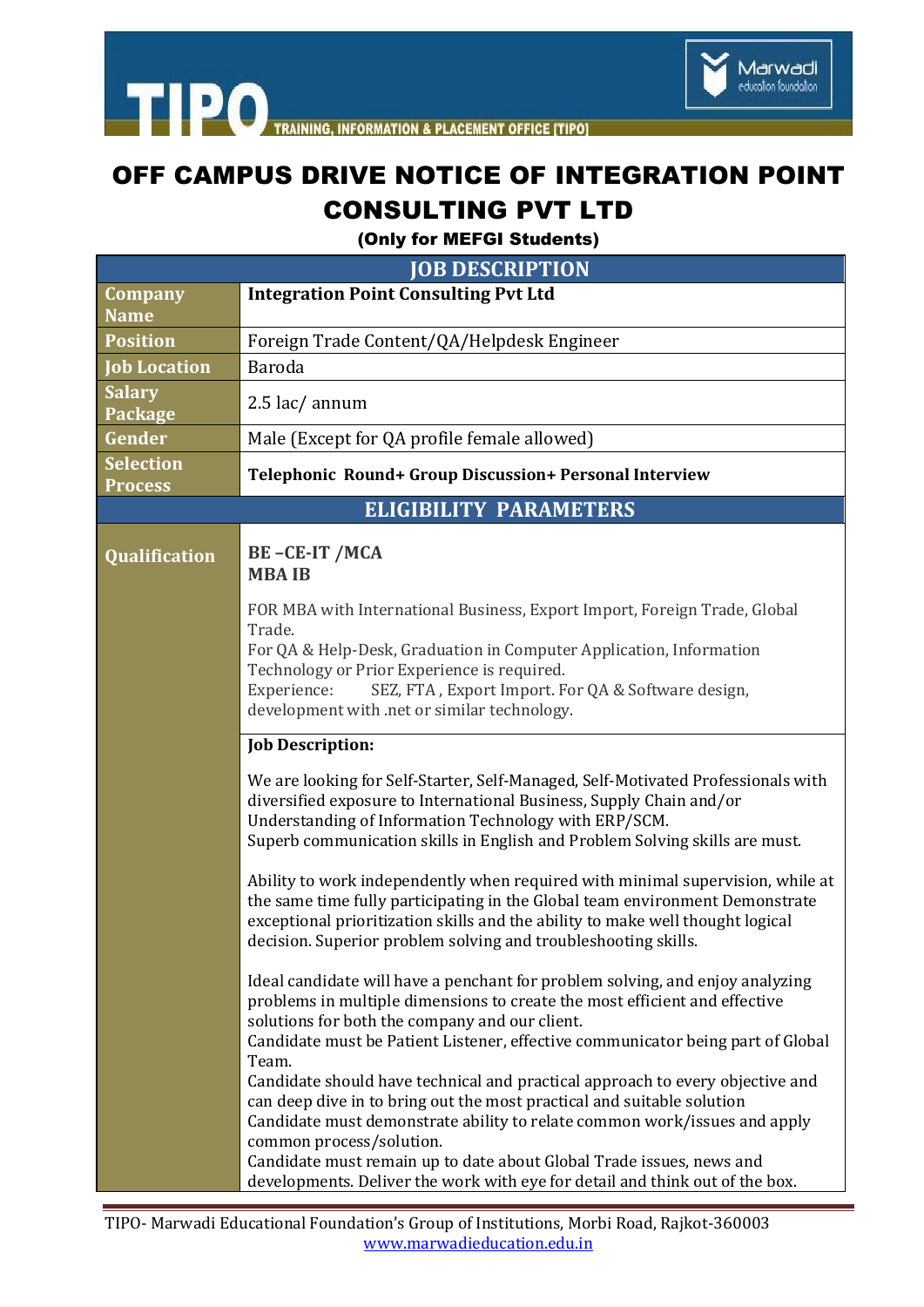# OFF CAMPUS DRIVE NOTICE OF INTEGRATION POINT CONSULTING PVT LTD

**(Only for MEFGI Students)**

| JOB DESCRIPTION | |
|---|---|
| **Company Name** | **Integration Point Consulting Pvt Ltd** |
| **Position** | Foreign Trade Content/QA/Helpdesk Engineer |
| **Job Location** | Baroda |
| **Salary Package** | 2.5 lac/ annum |
| **Gender** | Male (Except for QA profile female allowed) |
| **Selection Process** | **Telephonic Round+ Group Discussion+ Personal Interview** |

| ELIGIBILITY PARAMETERS | |
|---|---|
| **Qualification** | **BE –CE-IT /MCA**<br>**MBA IB**<br><br>FOR MBA with International Business, Export Import, Foreign Trade, Global Trade.<br>For QA & Help-Desk, Graduation in Computer Application, Information Technology or Prior Experience is required.<br>Experience: SEZ, FTA , Export Import. For QA & Software design, development with .net or similar technology. |
| | **Job Description:**<br><br>We are looking for Self-Starter, Self-Managed, Self-Motivated Professionals with diversified exposure to International Business, Supply Chain and/or Understanding of Information Technology with ERP/SCM.<br>Superb communication skills in English and Problem Solving skills are must.<br><br>Ability to work independently when required with minimal supervision, while at the same time fully participating in the Global team environment Demonstrate exceptional prioritization skills and the ability to make well thought logical decision. Superior problem solving and troubleshooting skills.<br><br>Ideal candidate will have a penchant for problem solving, and enjoy analyzing problems in multiple dimensions to create the most efficient and effective solutions for both the company and our client.<br>Candidate must be Patient Listener, effective communicator being part of Global Team.<br>Candidate should have technical and practical approach to every objective and can deep dive in to bring out the most practical and suitable solution<br>Candidate must demonstrate ability to relate common work/issues and apply common process/solution.<br>Candidate must remain up to date about Global Trade issues, news and developments. Deliver the work with eye for detail and think out of the box. |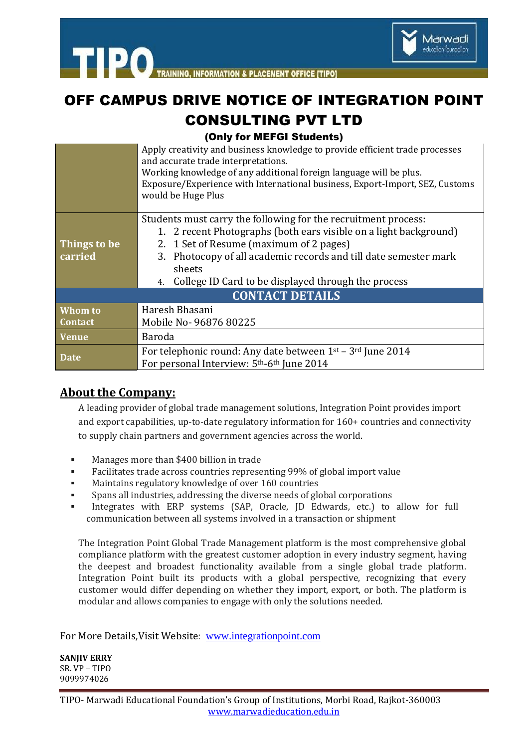# OFF CAMPUS DRIVE NOTICE OF INTEGRATION POINT CONSULTING PVT LTD

### (Only for MEFGI Students)

| | |
|---|---|
| | Apply creativity and business knowledge to provide efficient trade processes and accurate trade interpretations. Working knowledge of any additional foreign language will be plus. Exposure/Experience with International business, Export-Import, SEZ, Customs would be Huge Plus |
| **Things to be carried** | Students must carry the following for the recruitment process: 1. 2 recent Photographs (both ears visible on a light background) 2. 1 Set of Resume (maximum of 2 pages) 3. Photocopy of all academic records and till date semester mark sheets 4. College ID Card to be displayed through the process |
| **CONTACT DETAILS** | |
| **Whom to Contact** | Haresh Bhasani<br>Mobile No- 96876 80225 |
| **Venue** | Baroda |
| **Date** | For telephonic round: Any date between 1st – 3rd June 2014<br>For personal Interview: 5th-6th June 2014 |

## About the Company:

A leading provider of global trade management solutions, Integration Point provides import and export capabilities, up-to-date regulatory information for 160+ countries and connectivity to supply chain partners and government agencies across the world.

- Manages more than $400 billion in trade
- Facilitates trade across countries representing 99% of global import value
- Maintains regulatory knowledge of over 160 countries
- Spans all industries, addressing the diverse needs of global corporations
- Integrates with ERP systems (SAP, Oracle, JD Edwards, etc.) to allow for full communication between all systems involved in a transaction or shipment

The Integration Point Global Trade Management platform is the most comprehensive global compliance platform with the greatest customer adoption in every industry segment, having the deepest and broadest functionality available from a single global trade platform. Integration Point built its products with a global perspective, recognizing that every customer would differ depending on whether they import, export, or both. The platform is modular and allows companies to engage with only the solutions needed.

For More Details,Visit Website: www.integrationpoint.com

**SANJIV ERRY**
SR. VP – TIPO
9099974026